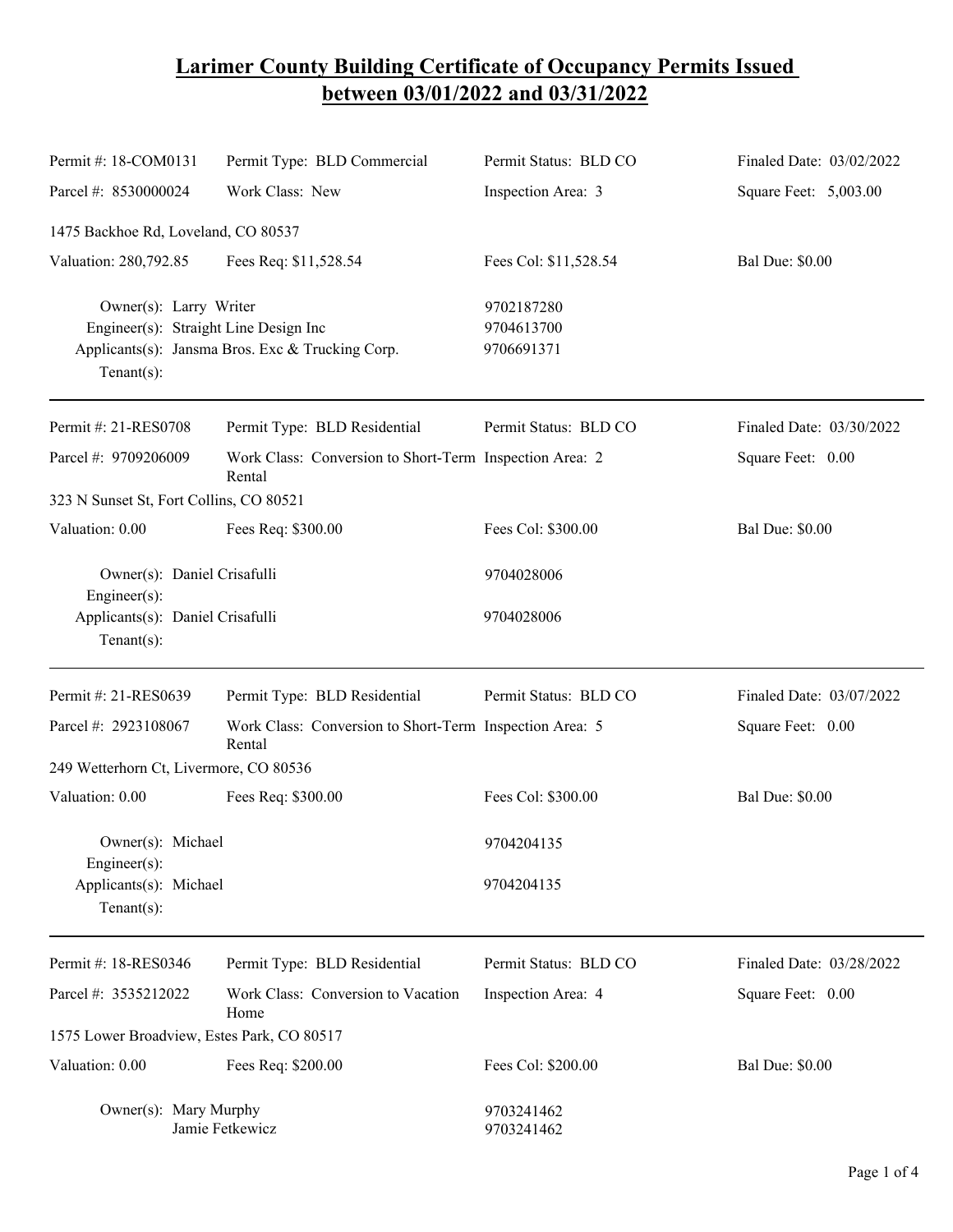# Larimer County Building Certificate of Occupancy Permits Issued between 03/01/2022 and 03/31/2022

| | | | |
|---|---|---|---|
| Permit #: 18-COM0131 | Permit Type: BLD Commercial | Permit Status: BLD CO | Finaled Date: 03/02/2022 |
| Parcel #: 8530000024 | Work Class: New | Inspection Area: 3 | Square Feet: 5,003.00 |
| 1475 Backhoe Rd, Loveland, CO 80537 | | | |
| Valuation: 280,792.85 | Fees Req: $11,528.54 | Fees Col: $11,528.54 | Bal Due: $0.00 |

Owner(s): Larry Writer — 9702187280
Engineer(s): Straight Line Design Inc — 9704613700
Applicants(s): Jansma Bros. Exc & Trucking Corp. — 9706691371
Tenant(s):

---

| | | | |
|---|---|---|---|
| Permit #: 21-RES0708 | Permit Type: BLD Residential | Permit Status: BLD CO | Finaled Date: 03/30/2022 |
| Parcel #: 9709206009 | Work Class: Conversion to Short-Term Rental | Inspection Area: 2 | Square Feet: 0.00 |
| 323 N Sunset St, Fort Collins, CO 80521 | | | |
| Valuation: 0.00 | Fees Req: $300.00 | Fees Col: $300.00 | Bal Due: $0.00 |

Owner(s): Daniel Crisafulli — 9704028006
Engineer(s):
Applicants(s): Daniel Crisafulli — 9704028006
Tenant(s):

---

| | | | |
|---|---|---|---|
| Permit #: 21-RES0639 | Permit Type: BLD Residential | Permit Status: BLD CO | Finaled Date: 03/07/2022 |
| Parcel #: 2923108067 | Work Class: Conversion to Short-Term Rental | Inspection Area: 5 | Square Feet: 0.00 |
| 249 Wetterhorn Ct, Livermore, CO 80536 | | | |
| Valuation: 0.00 | Fees Req: $300.00 | Fees Col: $300.00 | Bal Due: $0.00 |

Owner(s): Michael — 9704204135
Engineer(s):
Applicants(s): Michael — 9704204135
Tenant(s):

---

| | | | |
|---|---|---|---|
| Permit #: 18-RES0346 | Permit Type: BLD Residential | Permit Status: BLD CO | Finaled Date: 03/28/2022 |
| Parcel #: 3535212022 | Work Class: Conversion to Vacation Home | Inspection Area: 4 | Square Feet: 0.00 |
| 1575 Lower Broadview, Estes Park, CO 80517 | | | |
| Valuation: 0.00 | Fees Req: $200.00 | Fees Col: $200.00 | Bal Due: $0.00 |

Owner(s): Mary Murphy — 9703241462
Jamie Fetkewicz — 9703241462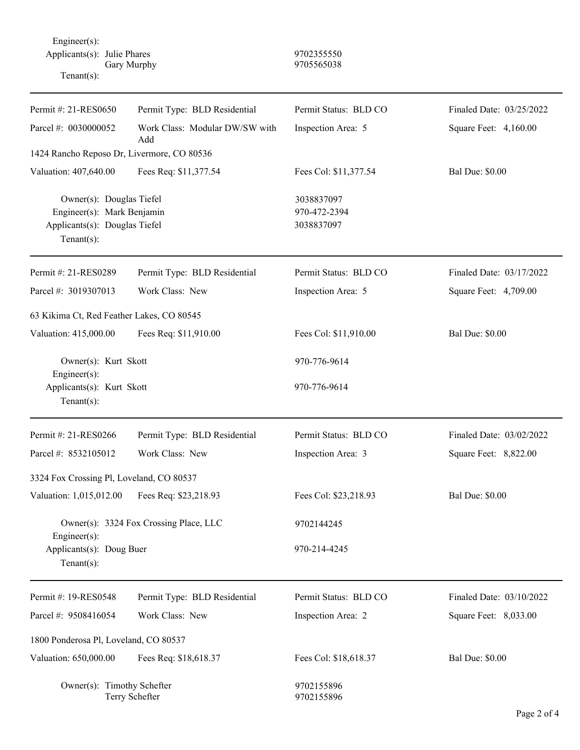Engineer(s):
Applicants(s): Julie Phares 9702355550
Gary Murphy 9705565038
Tenant(s):

---

Permit #: 21-RES0650 | Permit Type: BLD Residential | Permit Status: BLD CO | Finaled Date: 03/25/2022
Parcel #: 0030000052 | Work Class: Modular DW/SW with Add | Inspection Area: 5 | Square Feet: 4,160.00

1424 Rancho Reposo Dr, Livermore, CO 80536

Valuation: 407,640.00 | Fees Req: $11,377.54 | Fees Col: $11,377.54 | Bal Due: $0.00

Owner(s): Douglas Tiefel 3038837097
Engineer(s): Mark Benjamin 970-472-2394
Applicants(s): Douglas Tiefel 3038837097
Tenant(s):

---

Permit #: 21-RES0289 | Permit Type: BLD Residential | Permit Status: BLD CO | Finaled Date: 03/17/2022
Parcel #: 3019307013 | Work Class: New | Inspection Area: 5 | Square Feet: 4,709.00

63 Kikima Ct, Red Feather Lakes, CO 80545

Valuation: 415,000.00 | Fees Req: $11,910.00 | Fees Col: $11,910.00 | Bal Due: $0.00

Owner(s): Kurt Skott 970-776-9614
Engineer(s):
Applicants(s): Kurt Skott 970-776-9614
Tenant(s):

---

Permit #: 21-RES0266 | Permit Type: BLD Residential | Permit Status: BLD CO | Finaled Date: 03/02/2022
Parcel #: 8532105012 | Work Class: New | Inspection Area: 3 | Square Feet: 8,822.00

3324 Fox Crossing Pl, Loveland, CO 80537

Valuation: 1,015,012.00 | Fees Req: $23,218.93 | Fees Col: $23,218.93 | Bal Due: $0.00

Owner(s): 3324 Fox Crossing Place, LLC 9702144245
Engineer(s):
Applicants(s): Doug Buer 970-214-4245
Tenant(s):

---

Permit #: 19-RES0548 | Permit Type: BLD Residential | Permit Status: BLD CO | Finaled Date: 03/10/2022
Parcel #: 9508416054 | Work Class: New | Inspection Area: 2 | Square Feet: 8,033.00

1800 Ponderosa Pl, Loveland, CO 80537

Valuation: 650,000.00 | Fees Req: $18,618.37 | Fees Col: $18,618.37 | Bal Due: $0.00

Owner(s): Timothy Schefter 9702155896
Terry Schefter 9702155896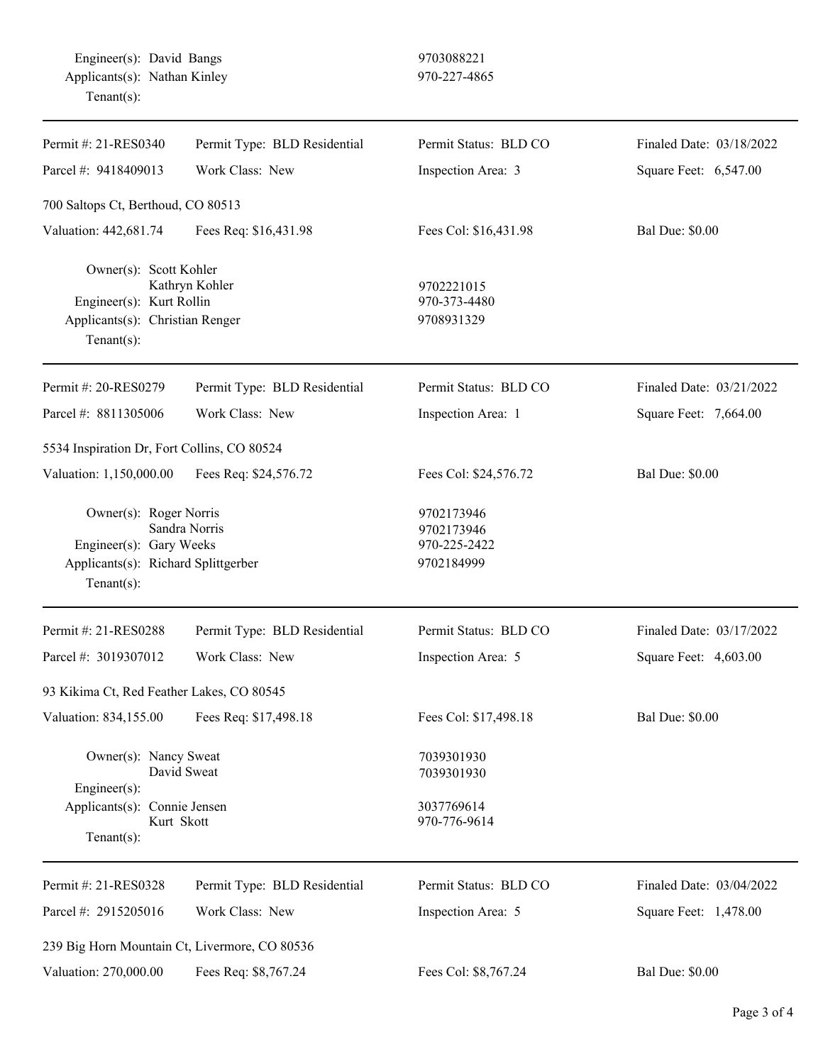Engineer(s): David Bangs 9703088221
Applicants(s): Nathan Kinley 970-227-4865
Tenant(s):

---

| | | | |
|---|---|---|---|
| Permit #: 21-RES0340 | Permit Type: BLD Residential | Permit Status: BLD CO | Finaled Date: 03/18/2022 |
| Parcel #: 9418409013 | Work Class: New | Inspection Area: 3 | Square Feet: 6,547.00 |

700 Saltops Ct, Berthoud, CO 80513

| | | | |
|---|---|---|---|
| Valuation: 442,681.74 | Fees Req: $16,431.98 | Fees Col: $16,431.98 | Bal Due: $0.00 |

Owner(s): Scott Kohler
Kathryn Kohler 9702221015
Engineer(s): Kurt Rollin 970-373-4480
Applicants(s): Christian Renger 9708931329
Tenant(s):

---

| | | | |
|---|---|---|---|
| Permit #: 20-RES0279 | Permit Type: BLD Residential | Permit Status: BLD CO | Finaled Date: 03/21/2022 |
| Parcel #: 8811305006 | Work Class: New | Inspection Area: 1 | Square Feet: 7,664.00 |

5534 Inspiration Dr, Fort Collins, CO 80524

| | | | |
|---|---|---|---|
| Valuation: 1,150,000.00 | Fees Req: $24,576.72 | Fees Col: $24,576.72 | Bal Due: $0.00 |

Owner(s): Roger Norris 9702173946
Sandra Norris 9702173946
Engineer(s): Gary Weeks 970-225-2422
Applicants(s): Richard Splittgerber 9702184999
Tenant(s):

---

| | | | |
|---|---|---|---|
| Permit #: 21-RES0288 | Permit Type: BLD Residential | Permit Status: BLD CO | Finaled Date: 03/17/2022 |
| Parcel #: 3019307012 | Work Class: New | Inspection Area: 5 | Square Feet: 4,603.00 |

93 Kikima Ct, Red Feather Lakes, CO 80545

| | | | |
|---|---|---|---|
| Valuation: 834,155.00 | Fees Req: $17,498.18 | Fees Col: $17,498.18 | Bal Due: $0.00 |

Owner(s): Nancy Sweat 7039301930
David Sweat 7039301930
Engineer(s):
Applicants(s): Connie Jensen 3037769614
Kurt Skott 970-776-9614
Tenant(s):

---

| | | | |
|---|---|---|---|
| Permit #: 21-RES0328 | Permit Type: BLD Residential | Permit Status: BLD CO | Finaled Date: 03/04/2022 |
| Parcel #: 2915205016 | Work Class: New | Inspection Area: 5 | Square Feet: 1,478.00 |

239 Big Horn Mountain Ct, Livermore, CO 80536

| | | | |
|---|---|---|---|
| Valuation: 270,000.00 | Fees Req: $8,767.24 | Fees Col: $8,767.24 | Bal Due: $0.00 |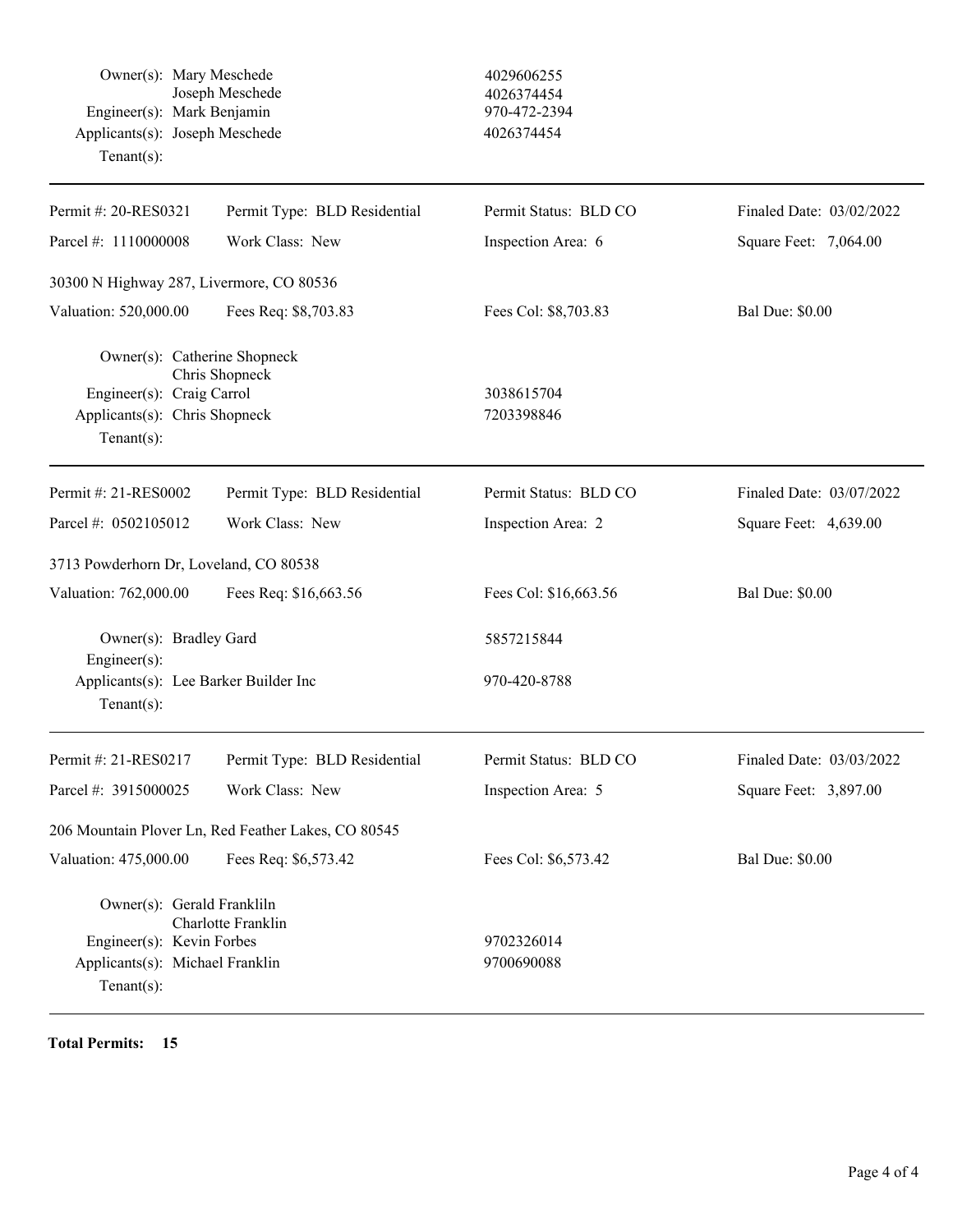Owner(s): Mary Meschede 4029606255
Joseph Meschede 4026374454
Engineer(s): Mark Benjamin 970-472-2394
Applicants(s): Joseph Meschede 4026374454
Tenant(s):

---

| | | | |
|---|---|---|---|
| Permit #: 20-RES0321 | Permit Type: BLD Residential | Permit Status: BLD CO | Finaled Date: 03/02/2022 |
| Parcel #: 1110000008 | Work Class: New | Inspection Area: 6 | Square Feet: 7,064.00 |

30300 N Highway 287, Livermore, CO 80536

| | | | |
|---|---|---|---|
| Valuation: 520,000.00 | Fees Req: $8,703.83 | Fees Col: $8,703.83 | Bal Due: $0.00 |

Owner(s): Catherine Shopneck
Chris Shopneck
Engineer(s): Craig Carrol 3038615704
Applicants(s): Chris Shopneck 7203398846
Tenant(s):

---

| | | | |
|---|---|---|---|
| Permit #: 21-RES0002 | Permit Type: BLD Residential | Permit Status: BLD CO | Finaled Date: 03/07/2022 |
| Parcel #: 0502105012 | Work Class: New | Inspection Area: 2 | Square Feet: 4,639.00 |

3713 Powderhorn Dr, Loveland, CO 80538

| | | | |
|---|---|---|---|
| Valuation: 762,000.00 | Fees Req: $16,663.56 | Fees Col: $16,663.56 | Bal Due: $0.00 |

Owner(s): Bradley Gard 5857215844
Engineer(s):
Applicants(s): Lee Barker Builder Inc 970-420-8788
Tenant(s):

---

| | | | |
|---|---|---|---|
| Permit #: 21-RES0217 | Permit Type: BLD Residential | Permit Status: BLD CO | Finaled Date: 03/03/2022 |
| Parcel #: 3915000025 | Work Class: New | Inspection Area: 5 | Square Feet: 3,897.00 |

206 Mountain Plover Ln, Red Feather Lakes, CO 80545

| | | | |
|---|---|---|---|
| Valuation: 475,000.00 | Fees Req: $6,573.42 | Fees Col: $6,573.42 | Bal Due: $0.00 |

Owner(s): Gerald Frankliln
Charlotte Franklin
Engineer(s): Kevin Forbes 9702326014
Applicants(s): Michael Franklin 9700690088
Tenant(s):

---

**Total Permits: 15**